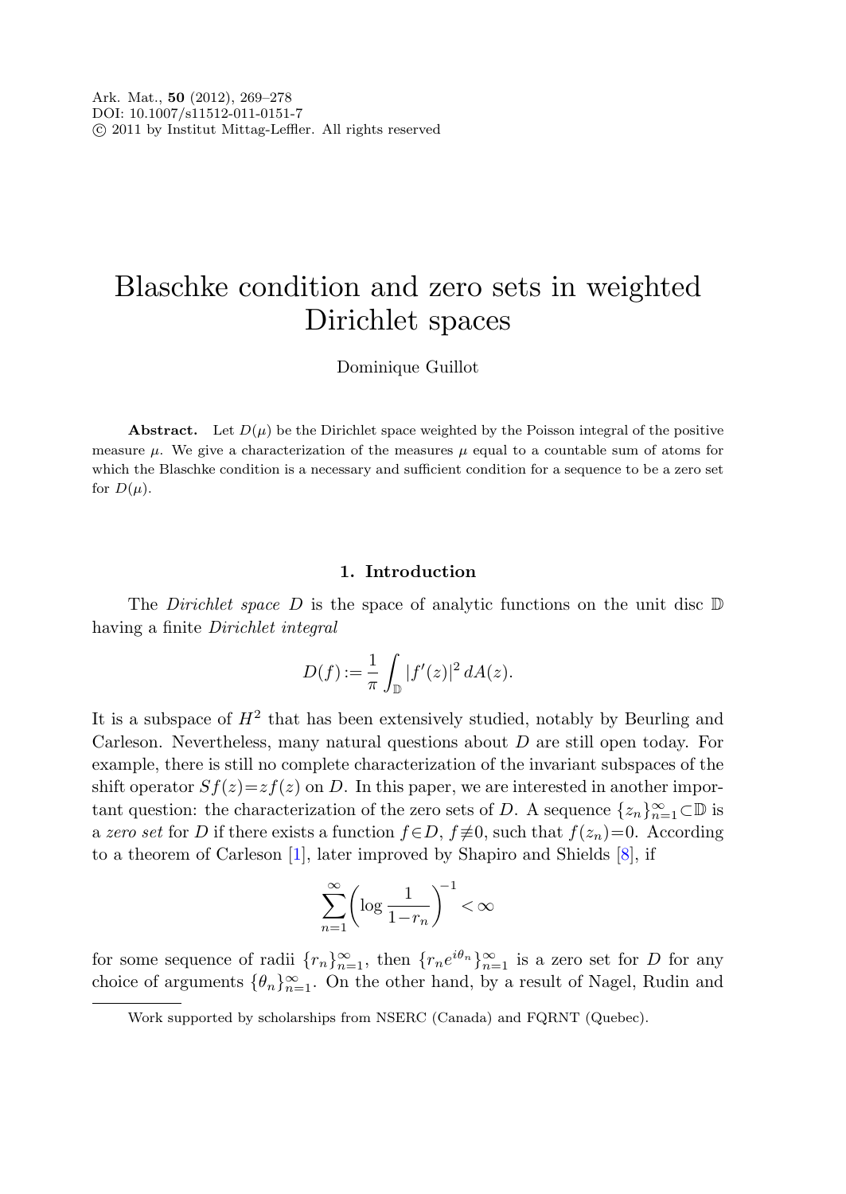# Blaschke condition and zero sets in weighted Dirichlet spaces

Dominique Guillot

**Abstract.** Let $D(\mu)$ be the Dirichlet space weighted by the Poisson integral of the positive measure $\mu$. We give a characterization of the measures $\mu$ equal to a countable sum of atoms for which the Blaschke condition is a necessary and sufficient condition for a sequence to be a zero set for $D(\mu)$.

## 1. Introduction

The *Dirichlet space* $D$ is the space of analytic functions on the unit disc $\mathbb{D}$ having a finite *Dirichlet integral*

$$D(f) := \frac{1}{\pi}\int_{\mathbb{D}} |f'(z)|^2 \, dA(z).$$

It is a subspace of $H^2$ that has been extensively studied, notably by Beurling and Carleson. Nevertheless, many natural questions about $D$ are still open today. For example, there is still no complete characterization of the invariant subspaces of the shift operator $Sf(z)=zf(z)$ on $D$. In this paper, we are interested in another important question: the characterization of the zero sets of $D$. A sequence $\{z_n\}_{n=1}^{\infty} \subset \mathbb{D}$ is a *zero set* for $D$ if there exists a function $f \in D$, $f \not\equiv 0$, such that $f(z_n)=0$. According to a theorem of Carleson [1], later improved by Shapiro and Shields [8], if

$$\sum_{n=1}^{\infty} \left(\log \frac{1}{1-r_n}\right)^{-1} < \infty$$

for some sequence of radii $\{r_n\}_{n=1}^{\infty}$, then $\{r_n e^{i\theta_n}\}_{n=1}^{\infty}$ is a zero set for $D$ for any choice of arguments $\{\theta_n\}_{n=1}^{\infty}$. On the other hand, by a result of Nagel, Rudin and

Work supported by scholarships from NSERC (Canada) and FQRNT (Quebec).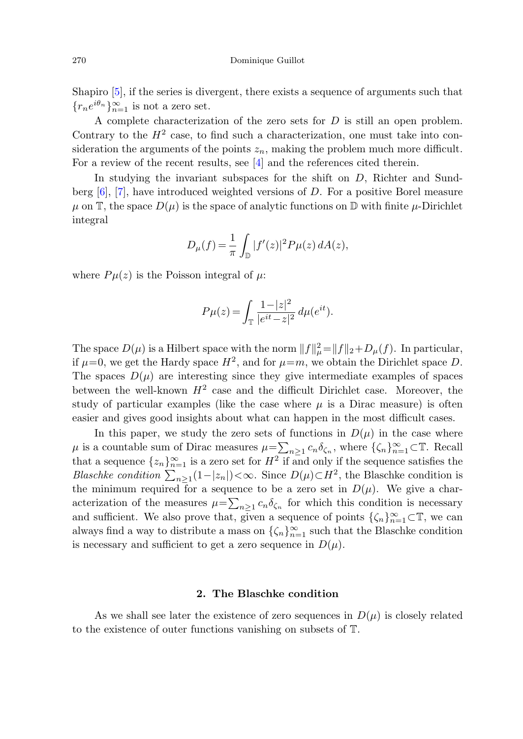Shapiro [5], if the series is divergent, there exists a sequence of arguments such that $\{r_n e^{i\theta_n}\}_{n=1}^{\infty}$ is not a zero set.

A complete characterization of the zero sets for $D$ is still an open problem. Contrary to the $H^2$ case, to find such a characterization, one must take into consideration the arguments of the points $z_n$, making the problem much more difficult. For a review of the recent results, see [4] and the references cited therein.

In studying the invariant subspaces for the shift on $D$, Richter and Sundberg [6], [7], have introduced weighted versions of $D$. For a positive Borel measure $\mu$ on $\mathbb{T}$, the space $D(\mu)$ is the space of analytic functions on $\mathbb{D}$ with finite $\mu$-Dirichlet integral

$$D_\mu(f) = \frac{1}{\pi}\int_{\mathbb{D}} |f'(z)|^2 P\mu(z)\, dA(z),$$

where $P\mu(z)$ is the Poisson integral of $\mu$:

$$P\mu(z) = \int_{\mathbb{T}} \frac{1-|z|^2}{|e^{it}-z|^2}\, d\mu(e^{it}).$$

The space $D(\mu)$ is a Hilbert space with the norm $\|f\|_\mu^2 = \|f\|_2 + D_\mu(f)$. In particular, if $\mu=0$, we get the Hardy space $H^2$, and for $\mu=m$, we obtain the Dirichlet space $D$. The spaces $D(\mu)$ are interesting since they give intermediate examples of spaces between the well-known $H^2$ case and the difficult Dirichlet case. Moreover, the study of particular examples (like the case where $\mu$ is a Dirac measure) is often easier and gives good insights about what can happen in the most difficult cases.

In this paper, we study the zero sets of functions in $D(\mu)$ in the case where $\mu$ is a countable sum of Dirac measures $\mu = \sum_{n\geq 1} c_n \delta_{\zeta_n}$, where $\{\zeta_n\}_{n=1}^{\infty} \subset \mathbb{T}$. Recall that a sequence $\{z_n\}_{n=1}^{\infty}$ is a zero set for $H^2$ if and only if the sequence satisfies the *Blaschke condition* $\sum_{n\geq 1}(1-|z_n|)<\infty$. Since $D(\mu)\subset H^2$, the Blaschke condition is the minimum required for a sequence to be a zero set in $D(\mu)$. We give a characterization of the measures $\mu = \sum_{n\geq 1} c_n \delta_{\zeta_n}$ for which this condition is necessary and sufficient. We also prove that, given a sequence of points $\{\zeta_n\}_{n=1}^{\infty} \subset \mathbb{T}$, we can always find a way to distribute a mass on $\{\zeta_n\}_{n=1}^{\infty}$ such that the Blaschke condition is necessary and sufficient to get a zero sequence in $D(\mu)$.

## 2. The Blaschke condition

As we shall see later the existence of zero sequences in $D(\mu)$ is closely related to the existence of outer functions vanishing on subsets of $\mathbb{T}$.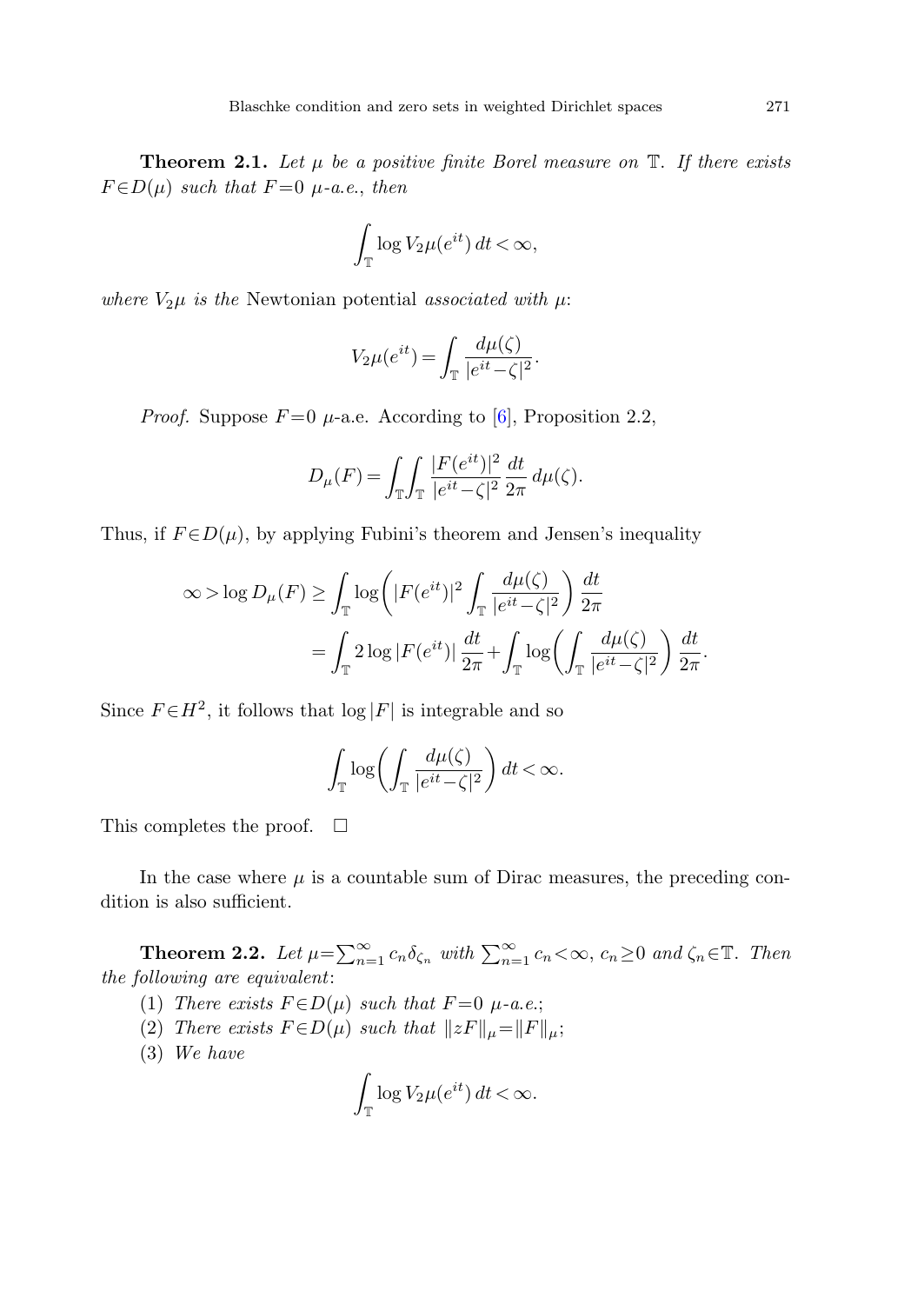**Theorem 2.1.** *Let $\mu$ be a positive finite Borel measure on $\mathbb{T}$. If there exists $F\in D(\mu)$ such that $F=0$ $\mu$-a.e., then*

$$\int_{\mathbb{T}} \log V_2\mu(e^{it})\,dt<\infty,$$

*where $V_2\mu$ is the* Newtonian potential *associated with $\mu$*:

$$V_2\mu(e^{it})=\int_{\mathbb{T}}\frac{d\mu(\zeta)}{|e^{it}-\zeta|^2}.$$

*Proof.* Suppose $F=0$ $\mu$-a.e. According to [6], Proposition 2.2,

$$D_\mu(F)=\int_{\mathbb{T}}\int_{\mathbb{T}}\frac{|F(e^{it})|^2}{|e^{it}-\zeta|^2}\,\frac{dt}{2\pi}\,d\mu(\zeta).$$

Thus, if $F\in D(\mu)$, by applying Fubini's theorem and Jensen's inequality

$$\begin{aligned}\infty>\log D_\mu(F) &\geq \int_{\mathbb{T}}\log\biggl(|F(e^{it})|^2\int_{\mathbb{T}}\frac{d\mu(\zeta)}{|e^{it}-\zeta|^2}\biggr)\,\frac{dt}{2\pi}\\ &=\int_{\mathbb{T}}2\log|F(e^{it})|\,\frac{dt}{2\pi}+\int_{\mathbb{T}}\log\biggl(\int_{\mathbb{T}}\frac{d\mu(\zeta)}{|e^{it}-\zeta|^2}\biggr)\,\frac{dt}{2\pi}.\end{aligned}$$

Since $F\in H^2$, it follows that $\log|F|$ is integrable and so

$$\int_{\mathbb{T}}\log\biggl(\int_{\mathbb{T}}\frac{d\mu(\zeta)}{|e^{it}-\zeta|^2}\biggr)\,dt<\infty.$$

This completes the proof. $\square$

In the case where $\mu$ is a countable sum of Dirac measures, the preceding condition is also sufficient.

**Theorem 2.2.** *Let $\mu=\sum_{n=1}^\infty c_n\delta_{\zeta_n}$ with $\sum_{n=1}^\infty c_n<\infty$, $c_n\geq 0$ and $\zeta_n\in\mathbb{T}$. Then the following are equivalent*:

(1) *There exists $F\in D(\mu)$ such that $F=0$ $\mu$-a.e.*;

(2) *There exists $F\in D(\mu)$ such that $\|zF\|_\mu=\|F\|_\mu$*;

(3) *We have*

$$\int_{\mathbb{T}}\log V_2\mu(e^{it})\,dt<\infty.$$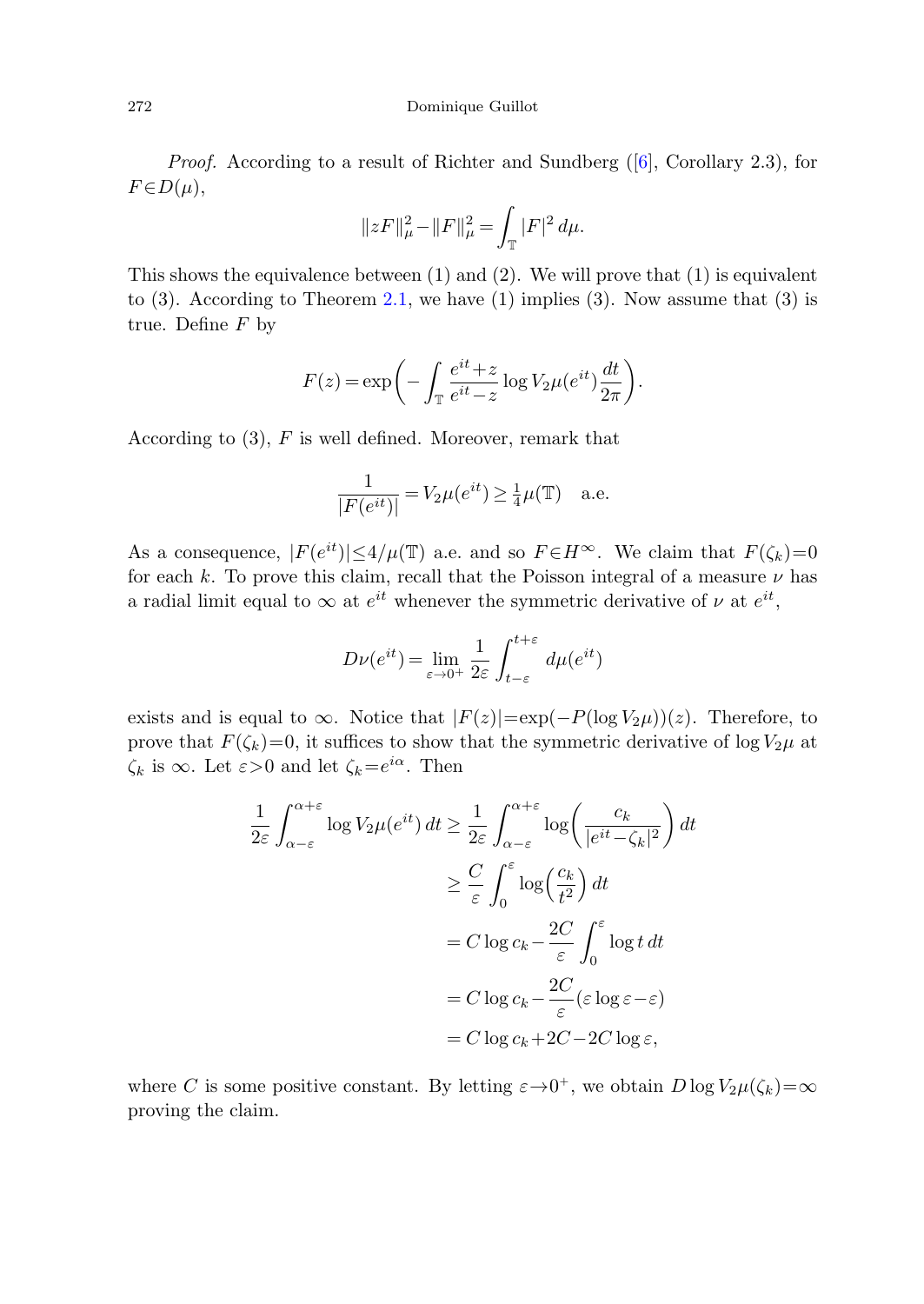*Proof.* According to a result of Richter and Sundberg ([6], Corollary 2.3), for $F \in D(\mu)$,

$$\|zF\|_\mu^2 - \|F\|_\mu^2 = \int_{\mathbb{T}} |F|^2 \, d\mu.$$

This shows the equivalence between (1) and (2). We will prove that (1) is equivalent to (3). According to Theorem 2.1, we have (1) implies (3). Now assume that (3) is true. Define $F$ by

$$F(z) = \exp\left( - \int_{\mathbb{T}} \frac{e^{it}+z}{e^{it}-z} \log V_2\mu(e^{it}) \frac{dt}{2\pi} \right).$$

According to (3), $F$ is well defined. Moreover, remark that

$$\frac{1}{|F(e^{it})|} = V_2\mu(e^{it}) \geq \tfrac{1}{4}\mu(\mathbb{T}) \quad \text{a.e.}$$

As a consequence, $|F(e^{it})| \leq 4/\mu(\mathbb{T})$ a.e. and so $F \in H^\infty$. We claim that $F(\zeta_k)=0$ for each $k$. To prove this claim, recall that the Poisson integral of a measure $\nu$ has a radial limit equal to $\infty$ at $e^{it}$ whenever the symmetric derivative of $\nu$ at $e^{it}$,

$$D\nu(e^{it}) = \lim_{\varepsilon \to 0^+} \frac{1}{2\varepsilon} \int_{t-\varepsilon}^{t+\varepsilon} d\mu(e^{it})$$

exists and is equal to $\infty$. Notice that $|F(z)| = \exp(-P(\log V_2\mu))(z)$. Therefore, to prove that $F(\zeta_k)=0$, it suffices to show that the symmetric derivative of $\log V_2\mu$ at $\zeta_k$ is $\infty$. Let $\varepsilon>0$ and let $\zeta_k = e^{i\alpha}$. Then

$$\begin{aligned}
\frac{1}{2\varepsilon} \int_{\alpha-\varepsilon}^{\alpha+\varepsilon} \log V_2\mu(e^{it}) \, dt &\geq \frac{1}{2\varepsilon} \int_{\alpha-\varepsilon}^{\alpha+\varepsilon} \log\left( \frac{c_k}{|e^{it}-\zeta_k|^2} \right) dt \\
&\geq \frac{C}{\varepsilon} \int_0^\varepsilon \log\left( \frac{c_k}{t^2} \right) dt \\
&= C \log c_k - \frac{2C}{\varepsilon} \int_0^\varepsilon \log t \, dt \\
&= C \log c_k - \frac{2C}{\varepsilon} (\varepsilon \log \varepsilon - \varepsilon) \\
&= C \log c_k + 2C - 2C \log \varepsilon,
\end{aligned}$$

where $C$ is some positive constant. By letting $\varepsilon \to 0^+$, we obtain $D \log V_2\mu(\zeta_k) = \infty$ proving the claim.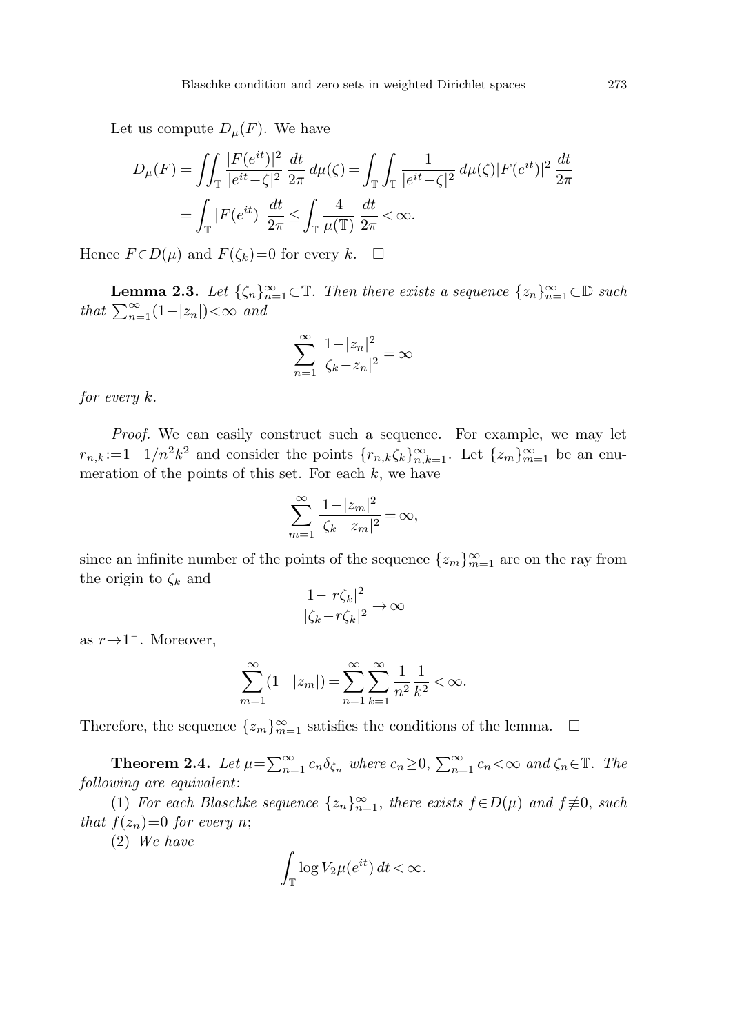Let us compute $D_\mu(F)$. We have

$$D_\mu(F) = \iint_{\mathbb{T}} \frac{|F(e^{it})|^2}{|e^{it}-\zeta|^2} \frac{dt}{2\pi} \, d\mu(\zeta) = \int_{\mathbb{T}} \int_{\mathbb{T}} \frac{1}{|e^{it}-\zeta|^2} \, d\mu(\zeta) |F(e^{it})|^2 \frac{dt}{2\pi}$$
$$= \int_{\mathbb{T}} |F(e^{it})| \frac{dt}{2\pi} \le \int_{\mathbb{T}} \frac{4}{\mu(\mathbb{T})} \frac{dt}{2\pi} < \infty.$$

Hence $F \in D(\mu)$ and $F(\zeta_k)=0$ for every $k$. $\square$

**Lemma 2.3.** *Let $\{\zeta_n\}_{n=1}^\infty \subset \mathbb{T}$. Then there exists a sequence $\{z_n\}_{n=1}^\infty \subset \mathbb{D}$ such that $\sum_{n=1}^\infty (1-|z_n|) < \infty$ and*

$$\sum_{n=1}^\infty \frac{1-|z_n|^2}{|\zeta_k - z_n|^2} = \infty$$

*for every $k$.*

*Proof.* We can easily construct such a sequence. For example, we may let $r_{n,k} := 1-1/n^2k^2$ and consider the points $\{r_{n,k}\zeta_k\}_{n,k=1}^\infty$. Let $\{z_m\}_{m=1}^\infty$ be an enumeration of the points of this set. For each $k$, we have

$$\sum_{m=1}^\infty \frac{1-|z_m|^2}{|\zeta_k - z_m|^2} = \infty,$$

since an infinite number of the points of the sequence $\{z_m\}_{m=1}^\infty$ are on the ray from the origin to $\zeta_k$ and

$$\frac{1-|r\zeta_k|^2}{|\zeta_k - r\zeta_k|^2} \to \infty$$

as $r \to 1^-$. Moreover,

$$\sum_{m=1}^\infty (1-|z_m|) = \sum_{n=1}^\infty \sum_{k=1}^\infty \frac{1}{n^2} \frac{1}{k^2} < \infty.$$

Therefore, the sequence $\{z_m\}_{m=1}^\infty$ satisfies the conditions of the lemma. $\square$

**Theorem 2.4.** *Let $\mu = \sum_{n=1}^\infty c_n \delta_{\zeta_n}$ where $c_n \ge 0$, $\sum_{n=1}^\infty c_n < \infty$ and $\zeta_n \in \mathbb{T}$. The following are equivalent*:

(1) *For each Blaschke sequence $\{z_n\}_{n=1}^\infty$, there exists $f \in D(\mu)$ and $f \not\equiv 0$, such that $f(z_n)=0$ for every $n$*;

(2) *We have*

$$\int_{\mathbb{T}} \log V_2\mu(e^{it}) \, dt < \infty.$$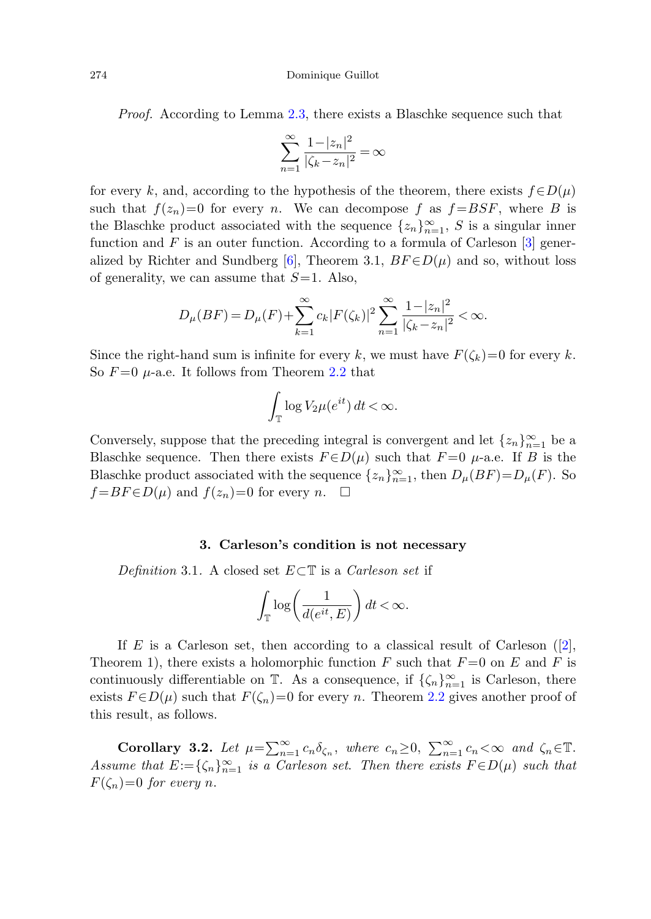*Proof.* According to Lemma 2.3, there exists a Blaschke sequence such that

$$\sum_{n=1}^{\infty} \frac{1-|z_n|^2}{|\zeta_k - z_n|^2} = \infty$$

for every $k$, and, according to the hypothesis of the theorem, there exists $f \in D(\mu)$ such that $f(z_n)=0$ for every $n$. We can decompose $f$ as $f=BSF$, where $B$ is the Blaschke product associated with the sequence $\{z_n\}_{n=1}^{\infty}$, $S$ is a singular inner function and $F$ is an outer function. According to a formula of Carleson [3] generalized by Richter and Sundberg [6], Theorem 3.1, $BF \in D(\mu)$ and so, without loss of generality, we can assume that $S=1$. Also,

$$D_\mu(BF) = D_\mu(F) + \sum_{k=1}^{\infty} c_k |F(\zeta_k)|^2 \sum_{n=1}^{\infty} \frac{1-|z_n|^2}{|\zeta_k - z_n|^2} < \infty.$$

Since the right-hand sum is infinite for every $k$, we must have $F(\zeta_k)=0$ for every $k$. So $F=0$ $\mu$-a.e. It follows from Theorem 2.2 that

$$\int_{\mathbb{T}} \log V_2\mu(e^{it})\, dt < \infty.$$

Conversely, suppose that the preceding integral is convergent and let $\{z_n\}_{n=1}^{\infty}$ be a Blaschke sequence. Then there exists $F \in D(\mu)$ such that $F=0$ $\mu$-a.e. If $B$ is the Blaschke product associated with the sequence $\{z_n\}_{n=1}^{\infty}$, then $D_\mu(BF)=D_\mu(F)$. So $f=BF \in D(\mu)$ and $f(z_n)=0$ for every $n$. □

## 3. Carleson's condition is not necessary

*Definition* 3.1. A closed set $E \subset \mathbb{T}$ is a *Carleson set* if

$$\int_{\mathbb{T}} \log\left(\frac{1}{d(e^{it}, E)}\right) dt < \infty.$$

If $E$ is a Carleson set, then according to a classical result of Carleson ([2], Theorem 1), there exists a holomorphic function $F$ such that $F=0$ on $E$ and $F$ is continuously differentiable on $\mathbb{T}$. As a consequence, if $\{\zeta_n\}_{n=1}^{\infty}$ is Carleson, there exists $F \in D(\mu)$ such that $F(\zeta_n)=0$ for every $n$. Theorem 2.2 gives another proof of this result, as follows.

**Corollary 3.2.** *Let $\mu = \sum_{n=1}^{\infty} c_n \delta_{\zeta_n}$, where $c_n \geq 0$, $\sum_{n=1}^{\infty} c_n < \infty$ and $\zeta_n \in \mathbb{T}$. Assume that $E := \{\zeta_n\}_{n=1}^{\infty}$ is a Carleson set. Then there exists $F \in D(\mu)$ such that $F(\zeta_n)=0$ for every $n$.*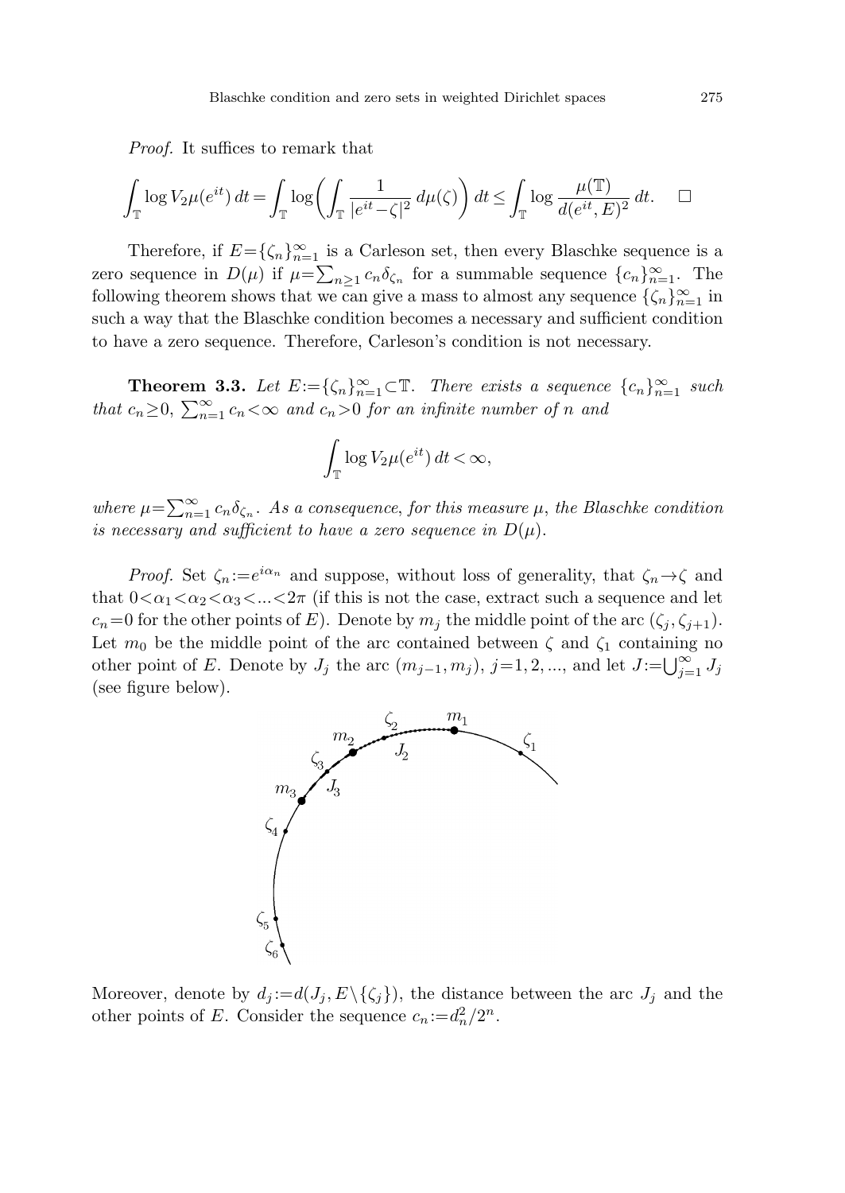*Proof.* It suffices to remark that

$$\int_{\mathbb{T}} \log V_2\mu(e^{it})\,dt = \int_{\mathbb{T}} \log\biggl(\int_{\mathbb{T}} \frac{1}{|e^{it}-\zeta|^2}\,d\mu(\zeta)\biggr)\,dt \le \int_{\mathbb{T}} \log \frac{\mu(\mathbb{T})}{d(e^{it},E)^2}\,dt. \qquad \square$$

Therefore, if $E=\{\zeta_n\}_{n=1}^{\infty}$ is a Carleson set, then every Blaschke sequence is a zero sequence in $D(\mu)$ if $\mu=\sum_{n\ge 1} c_n\delta_{\zeta_n}$ for a summable sequence $\{c_n\}_{n=1}^{\infty}$. The following theorem shows that we can give a mass to almost any sequence $\{\zeta_n\}_{n=1}^{\infty}$ in such a way that the Blaschke condition becomes a necessary and sufficient condition to have a zero sequence. Therefore, Carleson's condition is not necessary.

**Theorem 3.3.** *Let $E:=\{\zeta_n\}_{n=1}^{\infty}\subset\mathbb{T}$. There exists a sequence $\{c_n\}_{n=1}^{\infty}$ such that $c_n\ge 0$, $\sum_{n=1}^{\infty} c_n<\infty$ and $c_n>0$ for an infinite number of $n$ and*

$$\int_{\mathbb{T}} \log V_2\mu(e^{it})\,dt<\infty,$$

*where $\mu=\sum_{n=1}^{\infty} c_n\delta_{\zeta_n}$. As a consequence, for this measure $\mu$, the Blaschke condition is necessary and sufficient to have a zero sequence in $D(\mu)$.*

*Proof.* Set $\zeta_n:=e^{i\alpha_n}$ and suppose, without loss of generality, that $\zeta_n\to\zeta$ and that $0<\alpha_1<\alpha_2<\alpha_3<...<2\pi$ (if this is not the case, extract such a sequence and let $c_n=0$ for the other points of $E$). Denote by $m_j$ the middle point of the arc $(\zeta_j,\zeta_{j+1})$. Let $m_0$ be the middle point of the arc contained between $\zeta$ and $\zeta_1$ containing no other point of $E$. Denote by $J_j$ the arc $(m_{j-1},m_j)$, $j=1,2,...$, and let $J:=\bigcup_{j=1}^{\infty} J_j$ (see figure below).

Moreover, denote by $d_j:=d(J_j,E\setminus\{\zeta_j\})$, the distance between the arc $J_j$ and the other points of $E$. Consider the sequence $c_n:=d_n^2/2^n$.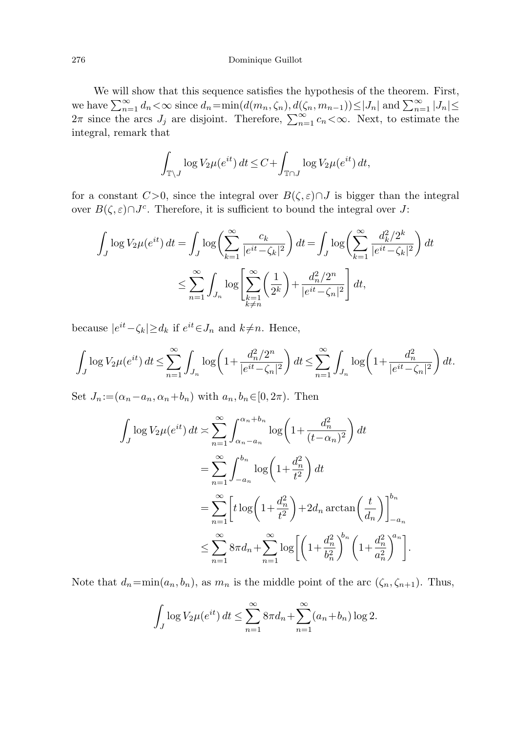We will show that this sequence satisfies the hypothesis of the theorem. First, we have $\sum_{n=1}^{\infty} d_n < \infty$ since $d_n = \min(d(m_n, \zeta_n), d(\zeta_n, m_{n-1})) \le |J_n|$ and $\sum_{n=1}^{\infty} |J_n| \le 2\pi$ since the arcs $J_j$ are disjoint. Therefore, $\sum_{n=1}^{\infty} c_n < \infty$. Next, to estimate the integral, remark that

$$\int_{\mathbb{T}\setminus J} \log V_2\mu(e^{it})\,dt \le C + \int_{\mathbb{T}\cap J} \log V_2\mu(e^{it})\,dt,$$

for a constant $C>0$, since the integral over $B(\zeta,\varepsilon)\cap J$ is bigger than the integral over $B(\zeta,\varepsilon)\cap J^c$. Therefore, it is sufficient to bound the integral over $J$:

$$\begin{aligned}\int_J \log V_2\mu(e^{it})\,dt &= \int_J \log\biggl(\sum_{k=1}^{\infty} \frac{c_k}{|e^{it}-\zeta_k|^2}\biggr)\,dt = \int_J \log\biggl(\sum_{k=1}^{\infty} \frac{d_k^2/2^k}{|e^{it}-\zeta_k|^2}\biggr)\,dt \\ &\le \sum_{n=1}^{\infty} \int_{J_n} \log\Biggl[\sum_{\substack{k=1\\k\neq n}}^{\infty}\biggl(\frac{1}{2^k}\biggr) + \frac{d_n^2/2^n}{|e^{it}-\zeta_n|^2}\Biggr]\,dt,\end{aligned}$$

because $|e^{it}-\zeta_k| \ge d_k$ if $e^{it}\in J_n$ and $k\neq n$. Hence,

$$\int_J \log V_2\mu(e^{it})\,dt \le \sum_{n=1}^{\infty}\int_{J_n} \log\biggl(1+\frac{d_n^2/2^n}{|e^{it}-\zeta_n|^2}\biggr)\,dt \le \sum_{n=1}^{\infty}\int_{J_n} \log\biggl(1+\frac{d_n^2}{|e^{it}-\zeta_n|^2}\biggr)\,dt.$$

Set $J_n := (\alpha_n - a_n, \alpha_n + b_n)$ with $a_n, b_n \in [0, 2\pi)$. Then

$$\begin{aligned}\int_J \log V_2\mu(e^{it})\,dt &\asymp \sum_{n=1}^{\infty} \int_{\alpha_n - a_n}^{\alpha_n + b_n} \log\biggl(1+\frac{d_n^2}{(t-\alpha_n)^2}\biggr)\,dt \\ &= \sum_{n=1}^{\infty}\int_{-a_n}^{b_n} \log\biggl(1+\frac{d_n^2}{t^2}\biggr)\,dt \\ &= \sum_{n=1}^{\infty}\biggl[t\log\biggl(1+\frac{d_n^2}{t^2}\biggr) + 2d_n\arctan\biggl(\frac{t}{d_n}\biggr)\biggr]_{-a_n}^{b_n} \\ &\le \sum_{n=1}^{\infty} 8\pi d_n + \sum_{n=1}^{\infty}\log\biggl[\biggl(1+\frac{d_n^2}{b_n^2}\biggr)^{b_n}\biggl(1+\frac{d_n^2}{a_n^2}\biggr)^{a_n}\biggr].\end{aligned}$$

Note that $d_n = \min(a_n, b_n)$, as $m_n$ is the middle point of the arc $(\zeta_n, \zeta_{n+1})$. Thus,

$$\int_J \log V_2\mu(e^{it})\,dt \le \sum_{n=1}^{\infty} 8\pi d_n + \sum_{n=1}^{\infty}(a_n+b_n)\log 2.$$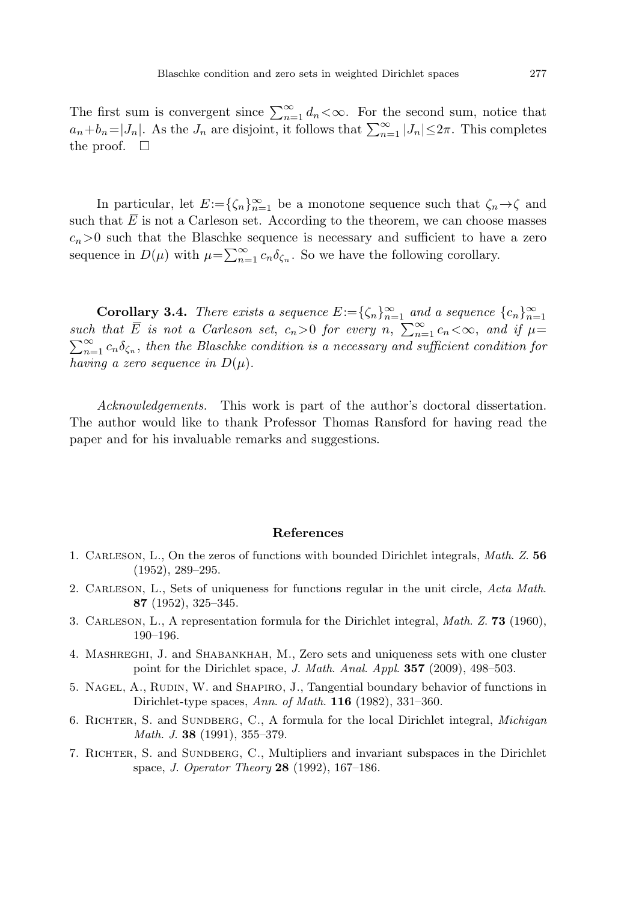The first sum is convergent since $\sum_{n=1}^{\infty} d_n < \infty$. For the second sum, notice that $a_n + b_n = |J_n|$. As the $J_n$ are disjoint, it follows that $\sum_{n=1}^{\infty} |J_n| \le 2\pi$. This completes the proof. $\square$

In particular, let $E := \{\zeta_n\}_{n=1}^{\infty}$ be a monotone sequence such that $\zeta_n \to \zeta$ and such that $\overline{E}$ is not a Carleson set. According to the theorem, we can choose masses $c_n > 0$ such that the Blaschke sequence is necessary and sufficient to have a zero sequence in $D(\mu)$ with $\mu = \sum_{n=1}^{\infty} c_n \delta_{\zeta_n}$. So we have the following corollary.

**Corollary 3.4.** *There exists a sequence $E := \{\zeta_n\}_{n=1}^{\infty}$ and a sequence $\{c_n\}_{n=1}^{\infty}$ such that $\overline{E}$ is not a Carleson set, $c_n > 0$ for every $n$, $\sum_{n=1}^{\infty} c_n < \infty$, and if $\mu = \sum_{n=1}^{\infty} c_n \delta_{\zeta_n}$, then the Blaschke condition is a necessary and sufficient condition for having a zero sequence in $D(\mu)$.*

*Acknowledgements.* This work is part of the author's doctoral dissertation. The author would like to thank Professor Thomas Ransford for having read the paper and for his invaluable remarks and suggestions.

## References

1. Carleson, L., On the zeros of functions with bounded Dirichlet integrals, *Math. Z.* **56** (1952), 289–295.
2. Carleson, L., Sets of uniqueness for functions regular in the unit circle, *Acta Math.* **87** (1952), 325–345.
3. Carleson, L., A representation formula for the Dirichlet integral, *Math. Z.* **73** (1960), 190–196.
4. Mashreghi, J. and Shabankhah, M., Zero sets and uniqueness sets with one cluster point for the Dirichlet space, *J. Math. Anal. Appl.* **357** (2009), 498–503.
5. Nagel, A., Rudin, W. and Shapiro, J., Tangential boundary behavior of functions in Dirichlet-type spaces, *Ann. of Math.* **116** (1982), 331–360.
6. Richter, S. and Sundberg, C., A formula for the local Dirichlet integral, *Michigan Math. J.* **38** (1991), 355–379.
7. Richter, S. and Sundberg, C., Multipliers and invariant subspaces in the Dirichlet space, *J. Operator Theory* **28** (1992), 167–186.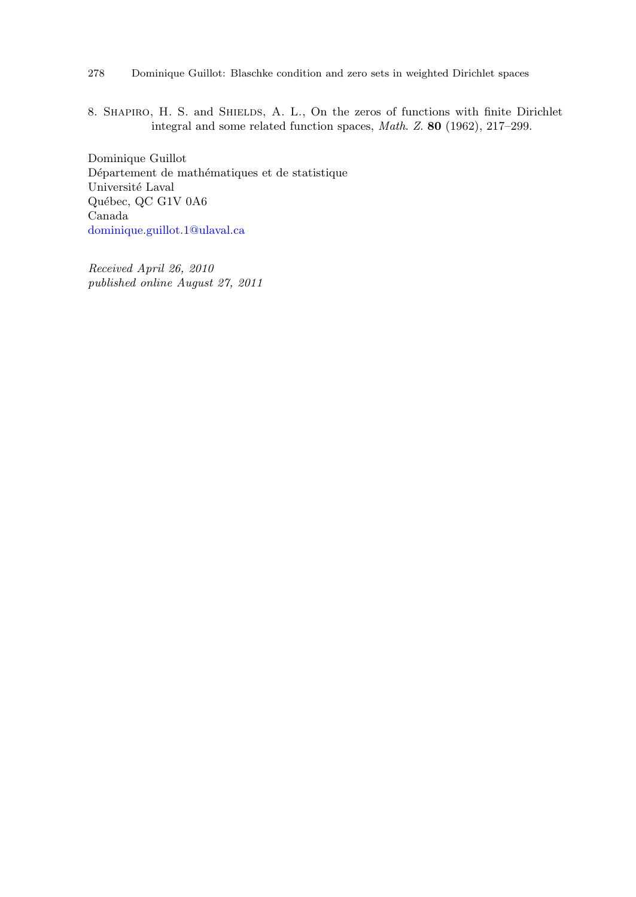8. Shapiro, H. S. and Shields, A. L., On the zeros of functions with finite Dirichlet integral and some related function spaces, *Math. Z.* **80** (1962), 217–299.

Dominique Guillot
Département de mathématiques et de statistique
Université Laval
Québec, QC G1V 0A6
Canada
dominique.guillot.1@ulaval.ca

*Received April 26, 2010*
*published online August 27, 2011*